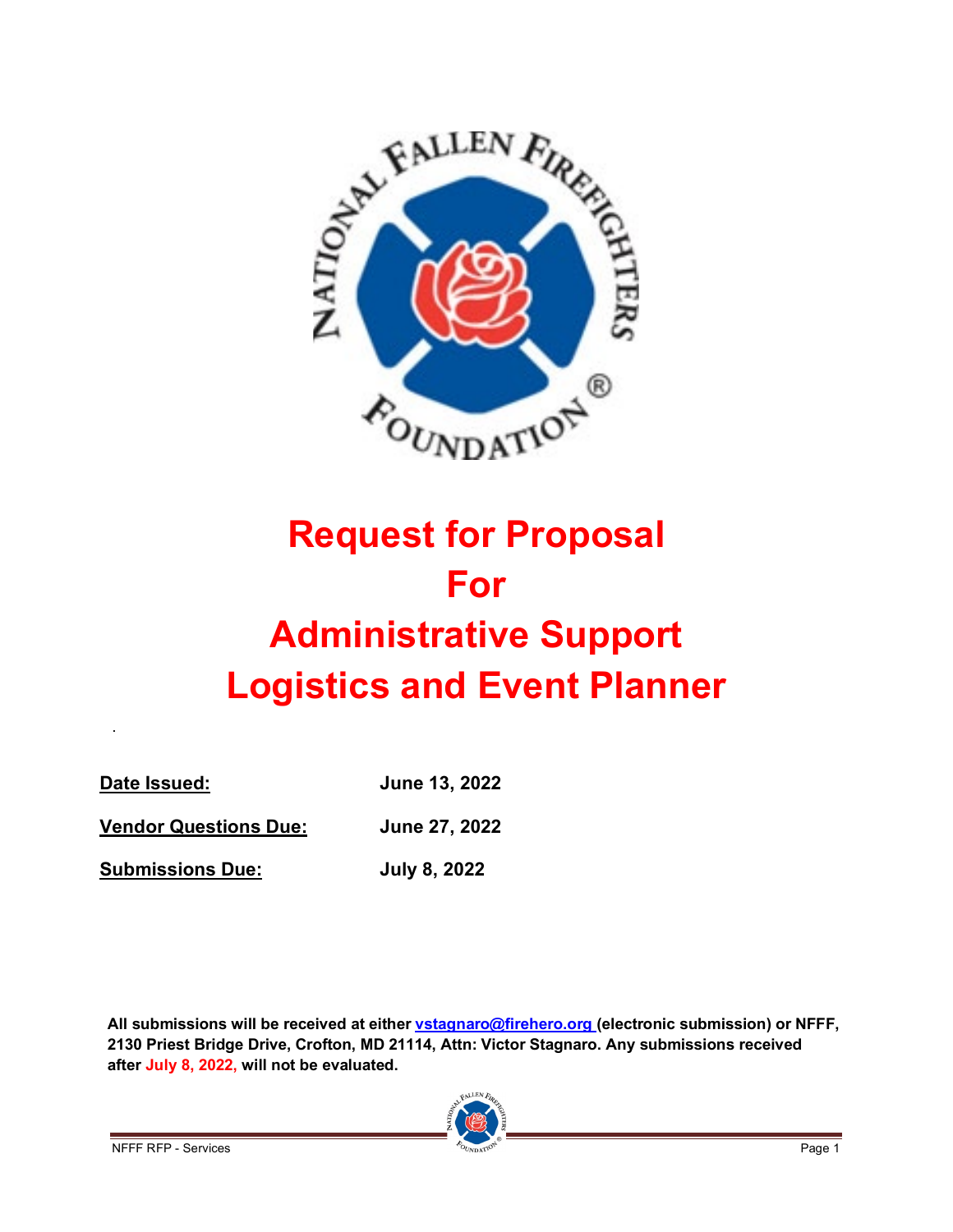# Request for Proposal For Administrative Support Logistics and Event Planner

| | |
|---|---|
| **Date Issued:** | **June 13, 2022** |
| **Vendor Questions Due:** | **June 27, 2022** |
| **Submissions Due:** | **July 8, 2022** |

**All submissions will be received at either vstagnaro@firehero.org (electronic submission) or NFFF, 2130 Priest Bridge Drive, Crofton, MD 21114, Attn: Victor Stagnaro. Any submissions received after July 8, 2022, will not be evaluated.**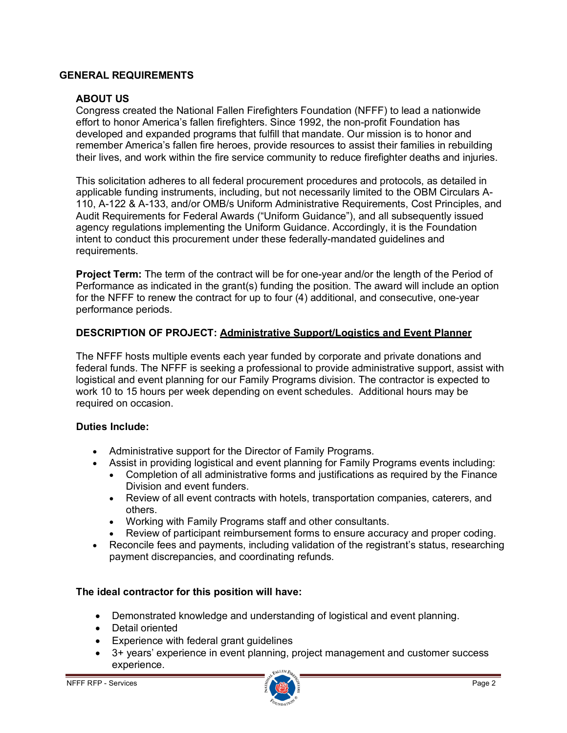## GENERAL REQUIREMENTS

### ABOUT US

Congress created the National Fallen Firefighters Foundation (NFFF) to lead a nationwide effort to honor America's fallen firefighters. Since 1992, the non-profit Foundation has developed and expanded programs that fulfill that mandate. Our mission is to honor and remember America's fallen fire heroes, provide resources to assist their families in rebuilding their lives, and work within the fire service community to reduce firefighter deaths and injuries.

This solicitation adheres to all federal procurement procedures and protocols, as detailed in applicable funding instruments, including, but not necessarily limited to the OBM Circulars A-110, A-122 & A-133, and/or OMB/s Uniform Administrative Requirements, Cost Principles, and Audit Requirements for Federal Awards ("Uniform Guidance"), and all subsequently issued agency regulations implementing the Uniform Guidance. Accordingly, it is the Foundation intent to conduct this procurement under these federally-mandated guidelines and requirements.

**Project Term:** The term of the contract will be for one-year and/or the length of the Period of Performance as indicated in the grant(s) funding the position. The award will include an option for the NFFF to renew the contract for up to four (4) additional, and consecutive, one-year performance periods.

### DESCRIPTION OF PROJECT: Administrative Support/Logistics and Event Planner

The NFFF hosts multiple events each year funded by corporate and private donations and federal funds. The NFFF is seeking a professional to provide administrative support, assist with logistical and event planning for our Family Programs division. The contractor is expected to work 10 to 15 hours per week depending on event schedules. Additional hours may be required on occasion.

**Duties Include:**

- Administrative support for the Director of Family Programs.
- Assist in providing logistical and event planning for Family Programs events including:
  - Completion of all administrative forms and justifications as required by the Finance Division and event funders.
  - Review of all event contracts with hotels, transportation companies, caterers, and others.
  - Working with Family Programs staff and other consultants.
  - Review of participant reimbursement forms to ensure accuracy and proper coding.
- Reconcile fees and payments, including validation of the registrant's status, researching payment discrepancies, and coordinating refunds.

**The ideal contractor for this position will have:**

- Demonstrated knowledge and understanding of logistical and event planning.
- Detail oriented
- Experience with federal grant guidelines
- 3+ years' experience in event planning, project management and customer success experience.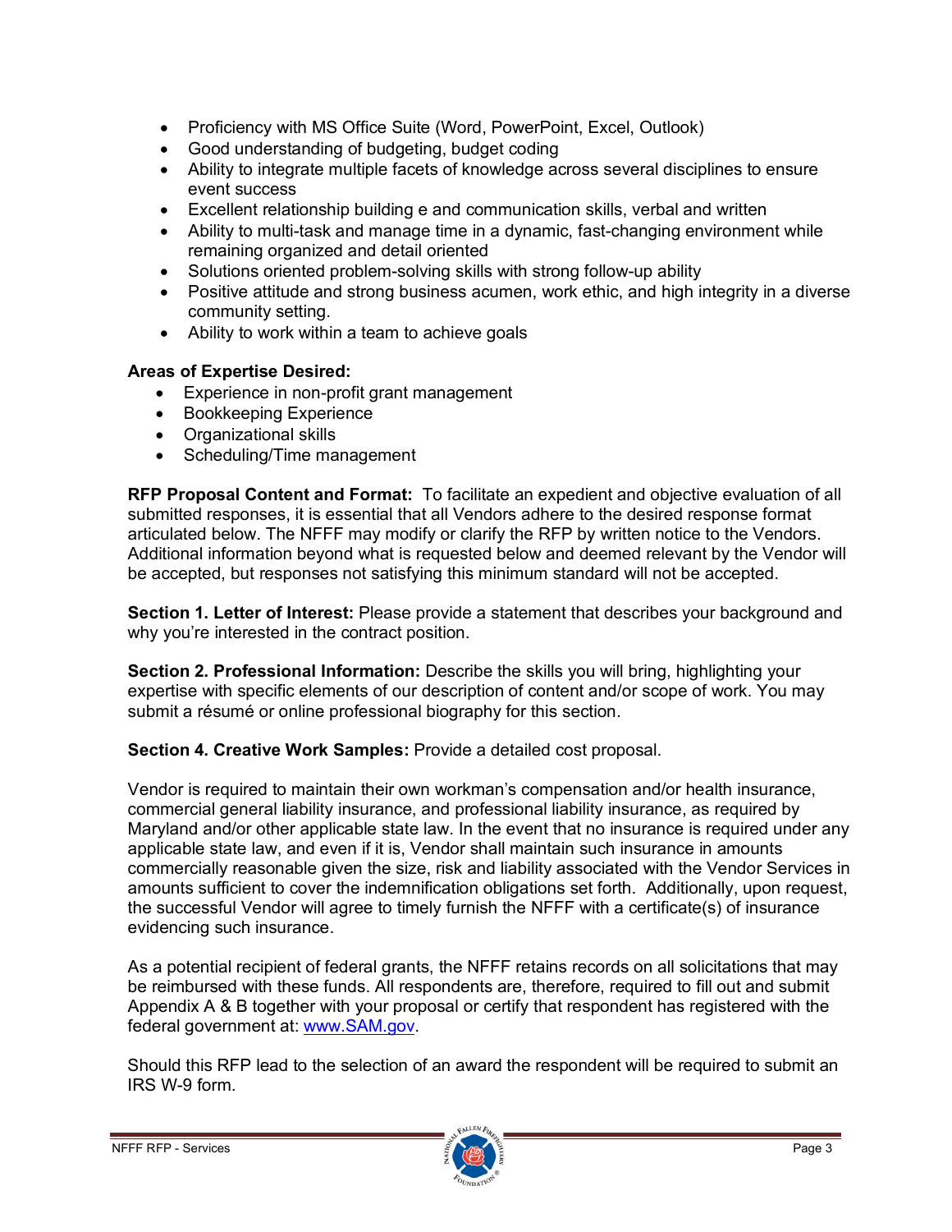- Proficiency with MS Office Suite (Word, PowerPoint, Excel, Outlook)
- Good understanding of budgeting, budget coding
- Ability to integrate multiple facets of knowledge across several disciplines to ensure event success
- Excellent relationship building e and communication skills, verbal and written
- Ability to multi-task and manage time in a dynamic, fast-changing environment while remaining organized and detail oriented
- Solutions oriented problem-solving skills with strong follow-up ability
- Positive attitude and strong business acumen, work ethic, and high integrity in a diverse community setting.
- Ability to work within a team to achieve goals

**Areas of Expertise Desired:**

- Experience in non-profit grant management
- Bookkeeping Experience
- Organizational skills
- Scheduling/Time management

**RFP Proposal Content and Format:** To facilitate an expedient and objective evaluation of all submitted responses, it is essential that all Vendors adhere to the desired response format articulated below. The NFFF may modify or clarify the RFP by written notice to the Vendors. Additional information beyond what is requested below and deemed relevant by the Vendor will be accepted, but responses not satisfying this minimum standard will not be accepted.

**Section 1. Letter of Interest:** Please provide a statement that describes your background and why you're interested in the contract position.

**Section 2. Professional Information:** Describe the skills you will bring, highlighting your expertise with specific elements of our description of content and/or scope of work. You may submit a résumé or online professional biography for this section.

**Section 4. Creative Work Samples:** Provide a detailed cost proposal.

Vendor is required to maintain their own workman's compensation and/or health insurance, commercial general liability insurance, and professional liability insurance, as required by Maryland and/or other applicable state law. In the event that no insurance is required under any applicable state law, and even if it is, Vendor shall maintain such insurance in amounts commercially reasonable given the size, risk and liability associated with the Vendor Services in amounts sufficient to cover the indemnification obligations set forth. Additionally, upon request, the successful Vendor will agree to timely furnish the NFFF with a certificate(s) of insurance evidencing such insurance.

As a potential recipient of federal grants, the NFFF retains records on all solicitations that may be reimbursed with these funds. All respondents are, therefore, required to fill out and submit Appendix A & B together with your proposal or certify that respondent has registered with the federal government at: www.SAM.gov.

Should this RFP lead to the selection of an award the respondent will be required to submit an IRS W-9 form.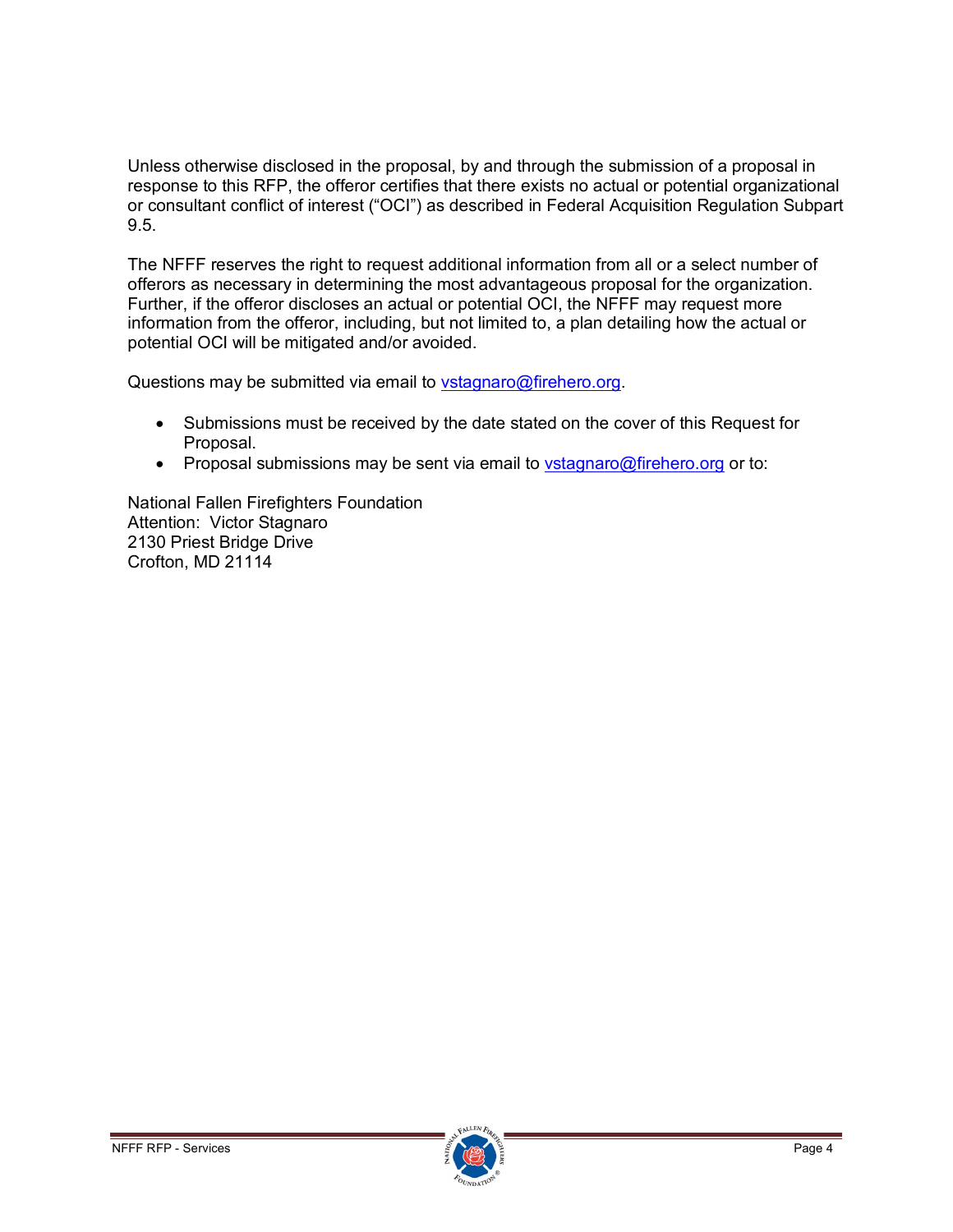Unless otherwise disclosed in the proposal, by and through the submission of a proposal in response to this RFP, the offeror certifies that there exists no actual or potential organizational or consultant conflict of interest ("OCI") as described in Federal Acquisition Regulation Subpart 9.5.

The NFFF reserves the right to request additional information from all or a select number of offerors as necessary in determining the most advantageous proposal for the organization. Further, if the offeror discloses an actual or potential OCI, the NFFF may request more information from the offeror, including, but not limited to, a plan detailing how the actual or potential OCI will be mitigated and/or avoided.

Questions may be submitted via email to vstagnaro@firehero.org.

- Submissions must be received by the date stated on the cover of this Request for Proposal.
- Proposal submissions may be sent via email to vstagnaro@firehero.org or to:

National Fallen Firefighters Foundation
Attention: Victor Stagnaro
2130 Priest Bridge Drive
Crofton, MD 21114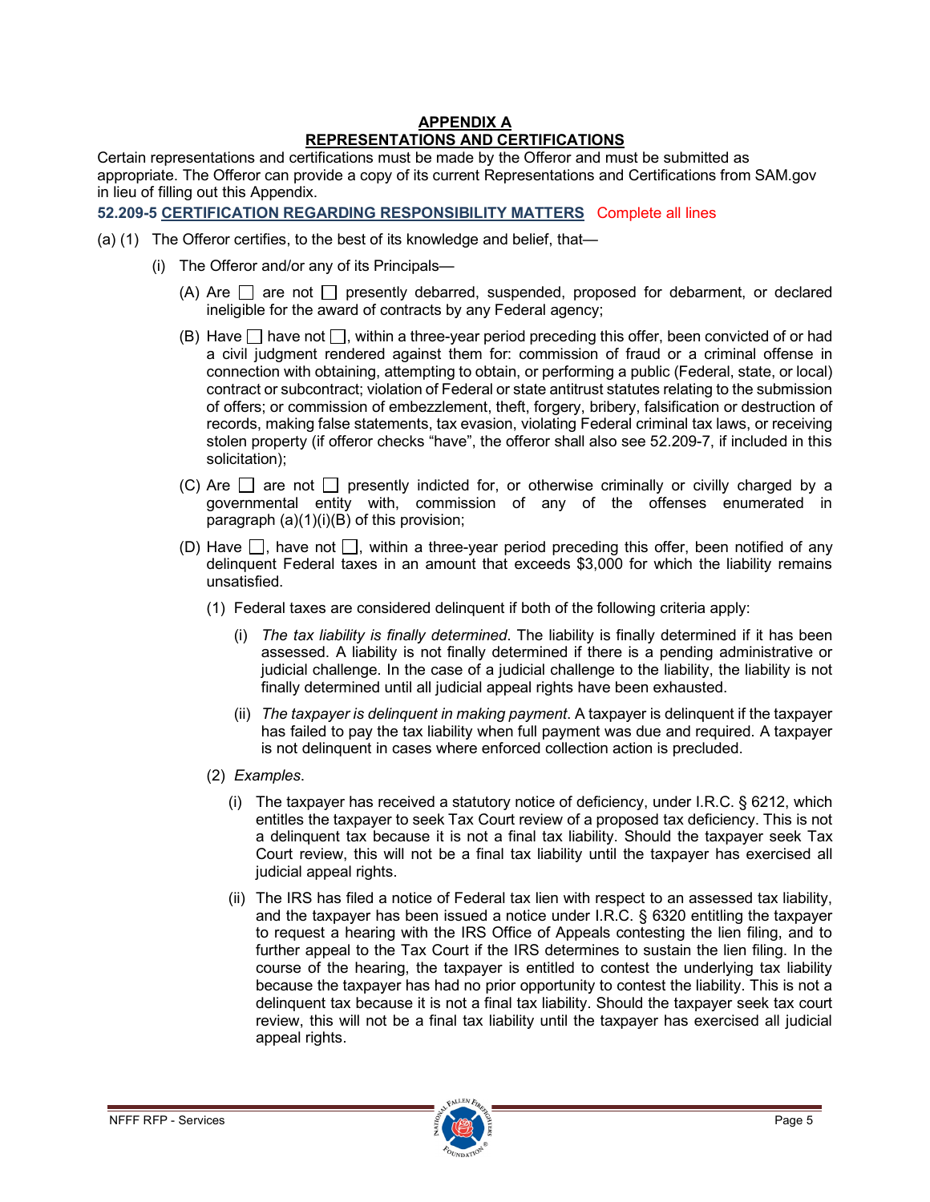# APPENDIX A
## REPRESENTATIONS AND CERTIFICATIONS

Certain representations and certifications must be made by the Offeror and must be submitted as appropriate. The Offeror can provide a copy of its current Representations and Certifications from SAM.gov in lieu of filling out this Appendix.

**52.209-5 CERTIFICATION REGARDING RESPONSIBILITY MATTERS** Complete all lines

(a) (1) The Offeror certifies, to the best of its knowledge and belief, that—

(i) The Offeror and/or any of its Principals—

(A) Are ☐ are not ☐ presently debarred, suspended, proposed for debarment, or declared ineligible for the award of contracts by any Federal agency;

(B) Have ☐ have not ☐, within a three-year period preceding this offer, been convicted of or had a civil judgment rendered against them for: commission of fraud or a criminal offense in connection with obtaining, attempting to obtain, or performing a public (Federal, state, or local) contract or subcontract; violation of Federal or state antitrust statutes relating to the submission of offers; or commission of embezzlement, theft, forgery, bribery, falsification or destruction of records, making false statements, tax evasion, violating Federal criminal tax laws, or receiving stolen property (if offeror checks "have", the offeror shall also see 52.209-7, if included in this solicitation);

(C) Are ☐ are not ☐ presently indicted for, or otherwise criminally or civilly charged by a governmental entity with, commission of any of the offenses enumerated in paragraph (a)(1)(i)(B) of this provision;

(D) Have ☐, have not ☐, within a three-year period preceding this offer, been notified of any delinquent Federal taxes in an amount that exceeds $3,000 for which the liability remains unsatisfied.

(1) Federal taxes are considered delinquent if both of the following criteria apply:

(i) *The tax liability is finally determined*. The liability is finally determined if it has been assessed. A liability is not finally determined if there is a pending administrative or judicial challenge. In the case of a judicial challenge to the liability, the liability is not finally determined until all judicial appeal rights have been exhausted.

(ii) *The taxpayer is delinquent in making payment*. A taxpayer is delinquent if the taxpayer has failed to pay the tax liability when full payment was due and required. A taxpayer is not delinquent in cases where enforced collection action is precluded.

(2) *Examples*.

(i) The taxpayer has received a statutory notice of deficiency, under I.R.C. § 6212, which entitles the taxpayer to seek Tax Court review of a proposed tax deficiency. This is not a delinquent tax because it is not a final tax liability. Should the taxpayer seek Tax Court review, this will not be a final tax liability until the taxpayer has exercised all judicial appeal rights.

(ii) The IRS has filed a notice of Federal tax lien with respect to an assessed tax liability, and the taxpayer has been issued a notice under I.R.C. § 6320 entitling the taxpayer to request a hearing with the IRS Office of Appeals contesting the lien filing, and to further appeal to the Tax Court if the IRS determines to sustain the lien filing. In the course of the hearing, the taxpayer is entitled to contest the underlying tax liability because the taxpayer has had no prior opportunity to contest the liability. This is not a delinquent tax because it is not a final tax liability. Should the taxpayer seek tax court review, this will not be a final tax liability until the taxpayer has exercised all judicial appeal rights.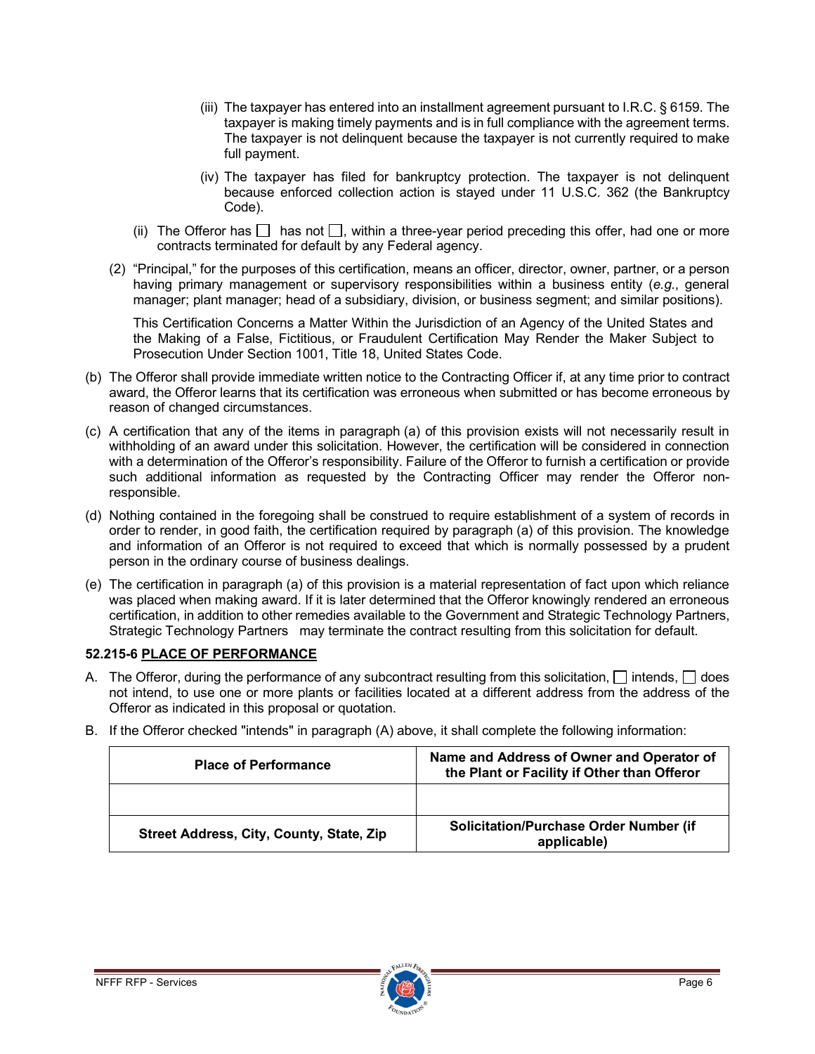(iii) The taxpayer has entered into an installment agreement pursuant to I.R.C. § 6159. The taxpayer is making timely payments and is in full compliance with the agreement terms. The taxpayer is not delinquent because the taxpayer is not currently required to make full payment.

(iv) The taxpayer has filed for bankruptcy protection. The taxpayer is not delinquent because enforced collection action is stayed under 11 U.S.C. 362 (the Bankruptcy Code).

(ii) The Offeror has ☐ has not ☐, within a three-year period preceding this offer, had one or more contracts terminated for default by any Federal agency.

(2) "Principal," for the purposes of this certification, means an officer, director, owner, partner, or a person having primary management or supervisory responsibilities within a business entity (*e.g.*, general manager; plant manager; head of a subsidiary, division, or business segment; and similar positions).

This Certification Concerns a Matter Within the Jurisdiction of an Agency of the United States and the Making of a False, Fictitious, or Fraudulent Certification May Render the Maker Subject to Prosecution Under Section 1001, Title 18, United States Code.

(b) The Offeror shall provide immediate written notice to the Contracting Officer if, at any time prior to contract award, the Offeror learns that its certification was erroneous when submitted or has become erroneous by reason of changed circumstances.

(c) A certification that any of the items in paragraph (a) of this provision exists will not necessarily result in withholding of an award under this solicitation. However, the certification will be considered in connection with a determination of the Offeror's responsibility. Failure of the Offeror to furnish a certification or provide such additional information as requested by the Contracting Officer may render the Offeror non-responsible.

(d) Nothing contained in the foregoing shall be construed to require establishment of a system of records in order to render, in good faith, the certification required by paragraph (a) of this provision. The knowledge and information of an Offeror is not required to exceed that which is normally possessed by a prudent person in the ordinary course of business dealings.

(e) The certification in paragraph (a) of this provision is a material representation of fact upon which reliance was placed when making award. If it is later determined that the Offeror knowingly rendered an erroneous certification, in addition to other remedies available to the Government and Strategic Technology Partners, Strategic Technology Partners may terminate the contract resulting from this solicitation for default.

**52.215-6 PLACE OF PERFORMANCE**

A. The Offeror, during the performance of any subcontract resulting from this solicitation, ☐ intends, ☐ does not intend, to use one or more plants or facilities located at a different address from the address of the Offeror as indicated in this proposal or quotation.

B. If the Offeror checked "intends" in paragraph (A) above, it shall complete the following information:

| Place of Performance | Name and Address of Owner and Operator of the Plant or Facility if Other than Offeror |
|---|---|
| | |
| **Street Address, City, County, State, Zip** | **Solicitation/Purchase Order Number (if applicable)** |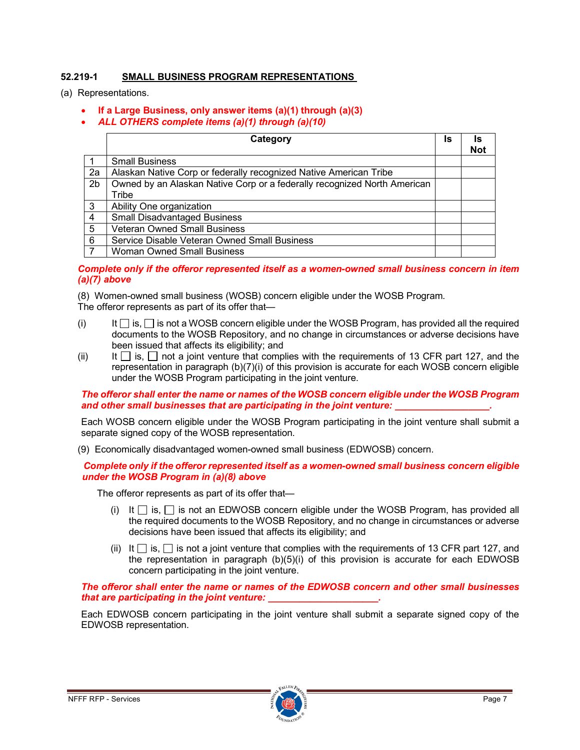**52.219-1 SMALL BUSINESS PROGRAM REPRESENTATIONS**

(a) Representations.

- ***If a Large Business, only answer items (a)(1) through (a)(3)***
- ***ALL OTHERS complete items (a)(1) through (a)(10)***

| | Category | Is | Is Not |
|---|---|---|---|
| 1 | Small Business | | |
| 2a | Alaskan Native Corp or federally recognized Native American Tribe | | |
| 2b | Owned by an Alaskan Native Corp or a federally recognized North American Tribe | | |
| 3 | Ability One organization | | |
| 4 | Small Disadvantaged Business | | |
| 5 | Veteran Owned Small Business | | |
| 6 | Service Disable Veteran Owned Small Business | | |
| 7 | Woman Owned Small Business | | |

***Complete only if the offeror represented itself as a women-owned small business concern in item (a)(7) above***

(8) Women-owned small business (WOSB) concern eligible under the WOSB Program.
The offeror represents as part of its offer that—

(i) It ☐ is, ☐ is not a WOSB concern eligible under the WOSB Program, has provided all the required documents to the WOSB Repository, and no change in circumstances or adverse decisions have been issued that affects its eligibility; and

(ii) It ☐ is, ☐ not a joint venture that complies with the requirements of 13 CFR part 127, and the representation in paragraph (b)(7)(i) of this provision is accurate for each WOSB concern eligible under the WOSB Program participating in the joint venture.

***The offeror shall enter the name or names of the WOSB concern eligible under the WOSB Program and other small businesses that are participating in the joint venture: \_\_\_\_\_\_\_\_\_\_\_\_\_\_\_\_\_\_.***

Each WOSB concern eligible under the WOSB Program participating in the joint venture shall submit a separate signed copy of the WOSB representation.

(9) Economically disadvantaged women-owned small business (EDWOSB) concern.

***Complete only if the offeror represented itself as a women-owned small business concern eligible under the WOSB Program in (a)(8) above***

The offeror represents as part of its offer that—

(i) It ☐ is, ☐ is not an EDWOSB concern eligible under the WOSB Program, has provided all the required documents to the WOSB Repository, and no change in circumstances or adverse decisions have been issued that affects its eligibility; and

(ii) It ☐ is, ☐ is not a joint venture that complies with the requirements of 13 CFR part 127, and the representation in paragraph (b)(5)(i) of this provision is accurate for each EDWOSB concern participating in the joint venture.

***The offeror shall enter the name or names of the EDWOSB concern and other small businesses that are participating in the joint venture: \_\_\_\_\_\_\_\_\_\_\_\_\_\_\_\_\_\_\_\_.***

Each EDWOSB concern participating in the joint venture shall submit a separate signed copy of the EDWOSB representation.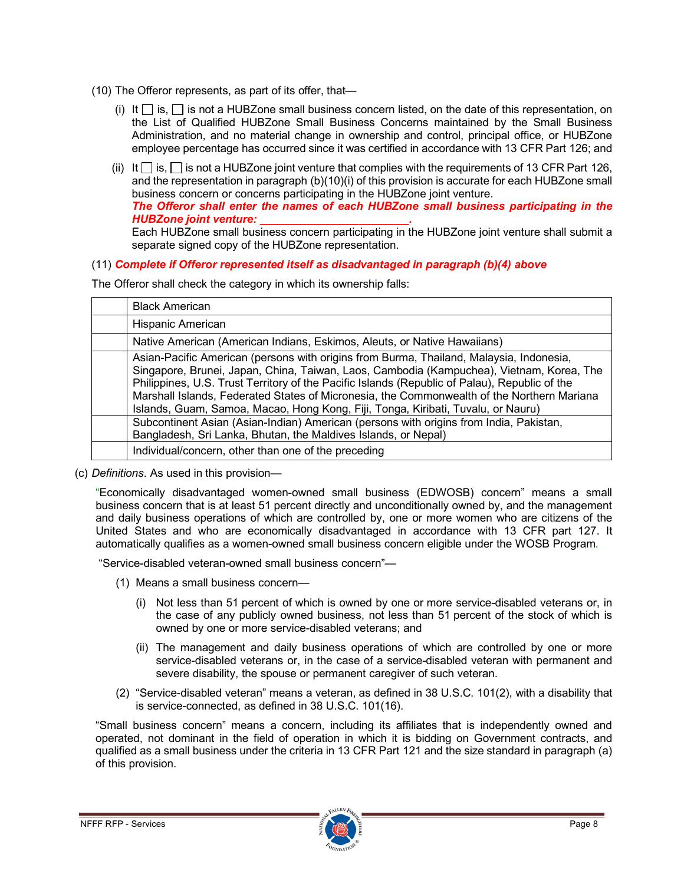(10) The Offeror represents, as part of its offer, that—

(i) It ☐ is, ☐ is not a HUBZone small business concern listed, on the date of this representation, on the List of Qualified HUBZone Small Business Concerns maintained by the Small Business Administration, and no material change in ownership and control, principal office, or HUBZone employee percentage has occurred since it was certified in accordance with 13 CFR Part 126; and

(ii) It ☐ is, ☐ is not a HUBZone joint venture that complies with the requirements of 13 CFR Part 126, and the representation in paragraph (b)(10)(i) of this provision is accurate for each HUBZone small business concern or concerns participating in the HUBZone joint venture.
***The Offeror shall enter the names of each HUBZone small business participating in the HUBZone joint venture: ________________________.***
Each HUBZone small business concern participating in the HUBZone joint venture shall submit a separate signed copy of the HUBZone representation.

(11) ***Complete if Offeror represented itself as disadvantaged in paragraph (b)(4) above***

The Offeror shall check the category in which its ownership falls:

| | |
|---|---|
| | Black American |
| | Hispanic American |
| | Native American (American Indians, Eskimos, Aleuts, or Native Hawaiians) |
| | Asian-Pacific American (persons with origins from Burma, Thailand, Malaysia, Indonesia, Singapore, Brunei, Japan, China, Taiwan, Laos, Cambodia (Kampuchea), Vietnam, Korea, The Philippines, U.S. Trust Territory of the Pacific Islands (Republic of Palau), Republic of the Marshall Islands, Federated States of Micronesia, the Commonwealth of the Northern Mariana Islands, Guam, Samoa, Macao, Hong Kong, Fiji, Tonga, Kiribati, Tuvalu, or Nauru) |
| | Subcontinent Asian (Asian-Indian) American (persons with origins from India, Pakistan, Bangladesh, Sri Lanka, Bhutan, the Maldives Islands, or Nepal) |
| | Individual/concern, other than one of the preceding |

(c) *Definitions*. As used in this provision—

"Economically disadvantaged women-owned small business (EDWOSB) concern" means a small business concern that is at least 51 percent directly and unconditionally owned by, and the management and daily business operations of which are controlled by, one or more women who are citizens of the United States and who are economically disadvantaged in accordance with 13 CFR part 127. It automatically qualifies as a women-owned small business concern eligible under the WOSB Program.

"Service-disabled veteran-owned small business concern"—

(1) Means a small business concern—

(i) Not less than 51 percent of which is owned by one or more service-disabled veterans or, in the case of any publicly owned business, not less than 51 percent of the stock of which is owned by one or more service-disabled veterans; and

(ii) The management and daily business operations of which are controlled by one or more service-disabled veterans or, in the case of a service-disabled veteran with permanent and severe disability, the spouse or permanent caregiver of such veteran.

(2) "Service-disabled veteran" means a veteran, as defined in 38 U.S.C. 101(2), with a disability that is service-connected, as defined in 38 U.S.C. 101(16).

"Small business concern" means a concern, including its affiliates that is independently owned and operated, not dominant in the field of operation in which it is bidding on Government contracts, and qualified as a small business under the criteria in 13 CFR Part 121 and the size standard in paragraph (a) of this provision.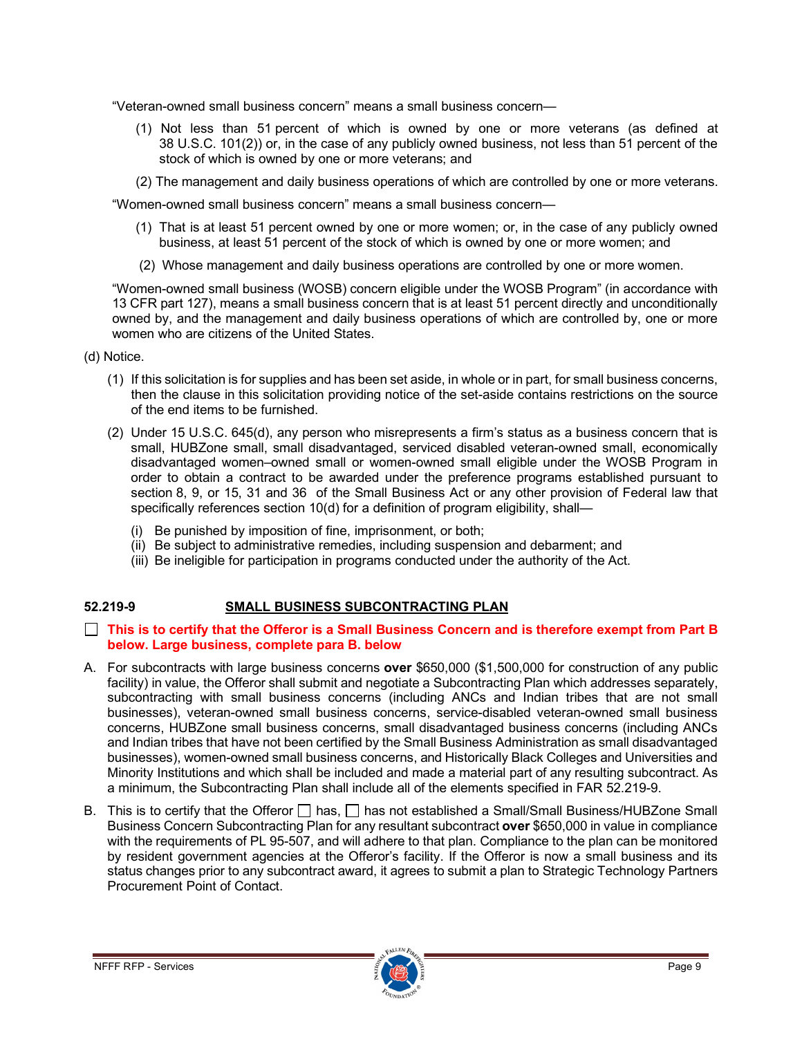"Veteran-owned small business concern" means a small business concern—

(1) Not less than 51 percent of which is owned by one or more veterans (as defined at 38 U.S.C. 101(2)) or, in the case of any publicly owned business, not less than 51 percent of the stock of which is owned by one or more veterans; and

(2) The management and daily business operations of which are controlled by one or more veterans.

"Women-owned small business concern" means a small business concern—

(1) That is at least 51 percent owned by one or more women; or, in the case of any publicly owned business, at least 51 percent of the stock of which is owned by one or more women; and

(2) Whose management and daily business operations are controlled by one or more women.

"Women-owned small business (WOSB) concern eligible under the WOSB Program" (in accordance with 13 CFR part 127), means a small business concern that is at least 51 percent directly and unconditionally owned by, and the management and daily business operations of which are controlled by, one or more women who are citizens of the United States.

(d) Notice.

(1) If this solicitation is for supplies and has been set aside, in whole or in part, for small business concerns, then the clause in this solicitation providing notice of the set-aside contains restrictions on the source of the end items to be furnished.

(2) Under 15 U.S.C. 645(d), any person who misrepresents a firm's status as a business concern that is small, HUBZone small, small disadvantaged, serviced disabled veteran-owned small, economically disadvantaged women–owned small or women-owned small eligible under the WOSB Program in order to obtain a contract to be awarded under the preference programs established pursuant to section 8, 9, or 15, 31 and 36 of the Small Business Act or any other provision of Federal law that specifically references section 10(d) for a definition of program eligibility, shall—

(i) Be punished by imposition of fine, imprisonment, or both;
(ii) Be subject to administrative remedies, including suspension and debarment; and
(iii) Be ineligible for participation in programs conducted under the authority of the Act.

## 52.219-9 SMALL BUSINESS SUBCONTRACTING PLAN

☐ **This is to certify that the Offeror is a Small Business Concern and is therefore exempt from Part B below. Large business, complete para B. below**

A. For subcontracts with large business concerns **over** $650,000 ($1,500,000 for construction of any public facility) in value, the Offeror shall submit and negotiate a Subcontracting Plan which addresses separately, subcontracting with small business concerns (including ANCs and Indian tribes that are not small businesses), veteran-owned small business concerns, service-disabled veteran-owned small business concerns, HUBZone small business concerns, small disadvantaged business concerns (including ANCs and Indian tribes that have not been certified by the Small Business Administration as small disadvantaged businesses), women-owned small business concerns, and Historically Black Colleges and Universities and Minority Institutions and which shall be included and made a material part of any resulting subcontract. As a minimum, the Subcontracting Plan shall include all of the elements specified in FAR 52.219-9.

B. This is to certify that the Offeror ☐ has, ☐ has not established a Small/Small Business/HUBZone Small Business Concern Subcontracting Plan for any resultant subcontract **over** $650,000 in value in compliance with the requirements of PL 95-507, and will adhere to that plan. Compliance to the plan can be monitored by resident government agencies at the Offeror's facility. If the Offeror is now a small business and its status changes prior to any subcontract award, it agrees to submit a plan to Strategic Technology Partners Procurement Point of Contact.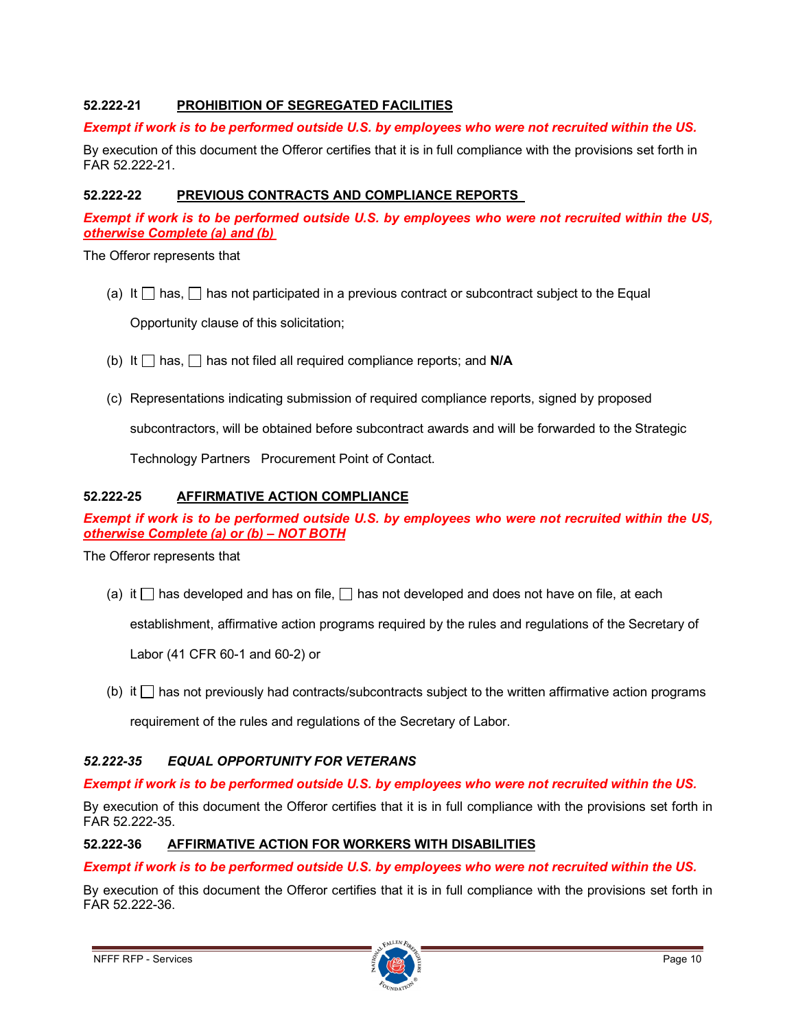### 52.222-21 PROHIBITION OF SEGREGATED FACILITIES

***Exempt if work is to be performed outside U.S. by employees who were not recruited within the US.***

By execution of this document the Offeror certifies that it is in full compliance with the provisions set forth in FAR 52.222-21.

### 52.222-22 PREVIOUS CONTRACTS AND COMPLIANCE REPORTS

***Exempt if work is to be performed outside U.S. by employees who were not recruited within the US, otherwise Complete (a) and (b)***

The Offeror represents that

(a) It ☐ has, ☐ has not participated in a previous contract or subcontract subject to the Equal Opportunity clause of this solicitation;

(b) It ☐ has, ☐ has not filed all required compliance reports; and **N/A**

(c) Representations indicating submission of required compliance reports, signed by proposed subcontractors, will be obtained before subcontract awards and will be forwarded to the Strategic Technology Partners Procurement Point of Contact.

### 52.222-25 AFFIRMATIVE ACTION COMPLIANCE

***Exempt if work is to be performed outside U.S. by employees who were not recruited within the US, otherwise Complete (a) or (b) – NOT BOTH***

The Offeror represents that

(a) it ☐ has developed and has on file, ☐ has not developed and does not have on file, at each establishment, affirmative action programs required by the rules and regulations of the Secretary of Labor (41 CFR 60-1 and 60-2) or

(b) it ☐ has not previously had contracts/subcontracts subject to the written affirmative action programs requirement of the rules and regulations of the Secretary of Labor.

### *52.222-35 EQUAL OPPORTUNITY FOR VETERANS*

***Exempt if work is to be performed outside U.S. by employees who were not recruited within the US.***

By execution of this document the Offeror certifies that it is in full compliance with the provisions set forth in FAR 52.222-35.

### 52.222-36 AFFIRMATIVE ACTION FOR WORKERS WITH DISABILITIES

***Exempt if work is to be performed outside U.S. by employees who were not recruited within the US.***

By execution of this document the Offeror certifies that it is in full compliance with the provisions set forth in FAR 52.222-36.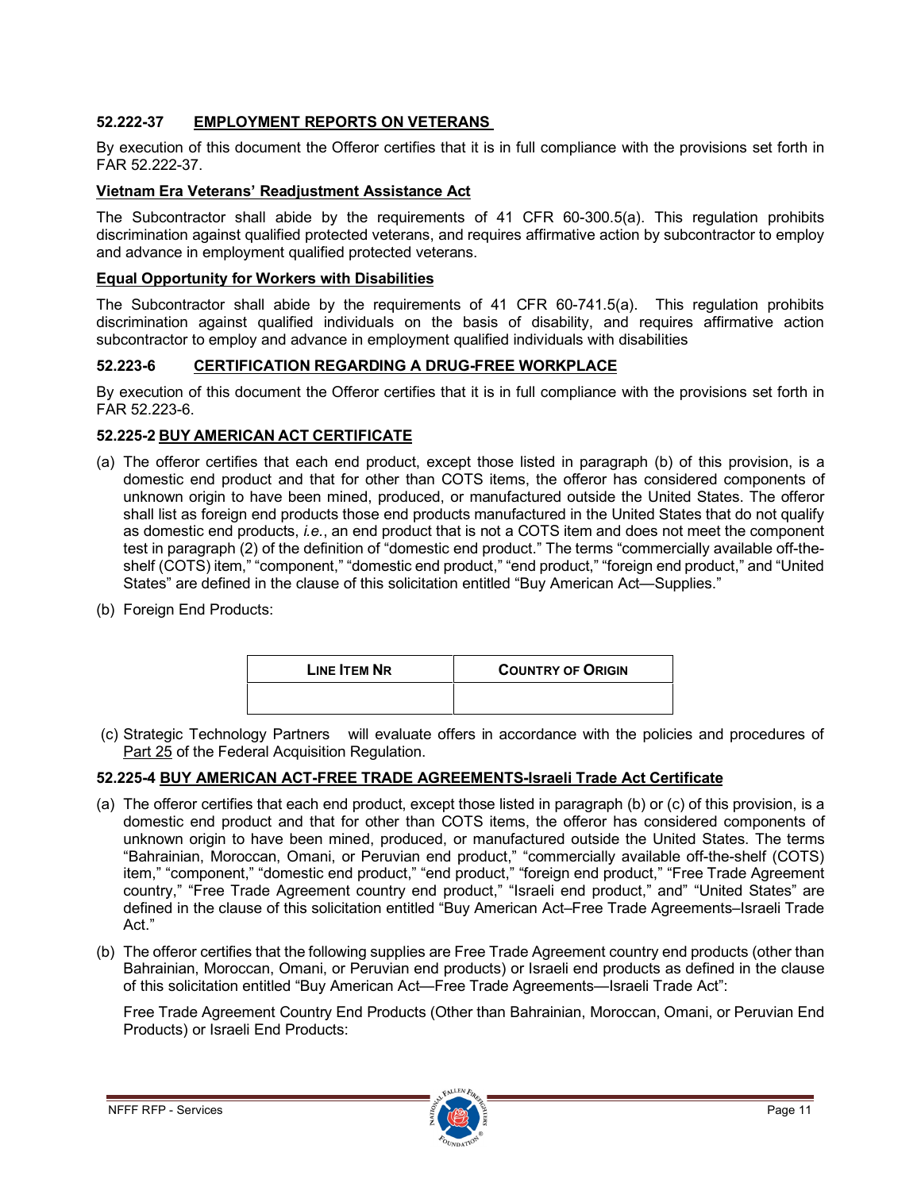### 52.222-37 EMPLOYMENT REPORTS ON VETERANS

By execution of this document the Offeror certifies that it is in full compliance with the provisions set forth in FAR 52.222-37.

**Vietnam Era Veterans' Readjustment Assistance Act**

The Subcontractor shall abide by the requirements of 41 CFR 60-300.5(a). This regulation prohibits discrimination against qualified protected veterans, and requires affirmative action by subcontractor to employ and advance in employment qualified protected veterans.

**Equal Opportunity for Workers with Disabilities**

The Subcontractor shall abide by the requirements of 41 CFR 60-741.5(a). This regulation prohibits discrimination against qualified individuals on the basis of disability, and requires affirmative action subcontractor to employ and advance in employment qualified individuals with disabilities

### 52.223-6 CERTIFICATION REGARDING A DRUG-FREE WORKPLACE

By execution of this document the Offeror certifies that it is in full compliance with the provisions set forth in FAR 52.223-6.

### 52.225-2 BUY AMERICAN ACT CERTIFICATE

(a) The offeror certifies that each end product, except those listed in paragraph (b) of this provision, is a domestic end product and that for other than COTS items, the offeror has considered components of unknown origin to have been mined, produced, or manufactured outside the United States. The offeror shall list as foreign end products those end products manufactured in the United States that do not qualify as domestic end products, *i.e.*, an end product that is not a COTS item and does not meet the component test in paragraph (2) of the definition of "domestic end product." The terms "commercially available off-the-shelf (COTS) item," "component," "domestic end product," "end product," "foreign end product," and "United States" are defined in the clause of this solicitation entitled "Buy American Act—Supplies."

(b) Foreign End Products:

| LINE ITEM NR | COUNTRY OF ORIGIN |
|---|---|
| | |

(c) Strategic Technology Partners will evaluate offers in accordance with the policies and procedures of Part 25 of the Federal Acquisition Regulation.

### 52.225-4 BUY AMERICAN ACT-FREE TRADE AGREEMENTS-Israeli Trade Act Certificate

(a) The offeror certifies that each end product, except those listed in paragraph (b) or (c) of this provision, is a domestic end product and that for other than COTS items, the offeror has considered components of unknown origin to have been mined, produced, or manufactured outside the United States. The terms "Bahrainian, Moroccan, Omani, or Peruvian end product," "commercially available off-the-shelf (COTS) item," "component," "domestic end product," "end product," "foreign end product," "Free Trade Agreement country," "Free Trade Agreement country end product," "Israeli end product," and" "United States" are defined in the clause of this solicitation entitled "Buy American Act–Free Trade Agreements–Israeli Trade Act."

(b) The offeror certifies that the following supplies are Free Trade Agreement country end products (other than Bahrainian, Moroccan, Omani, or Peruvian end products) or Israeli end products as defined in the clause of this solicitation entitled "Buy American Act—Free Trade Agreements—Israeli Trade Act":

Free Trade Agreement Country End Products (Other than Bahrainian, Moroccan, Omani, or Peruvian End Products) or Israeli End Products: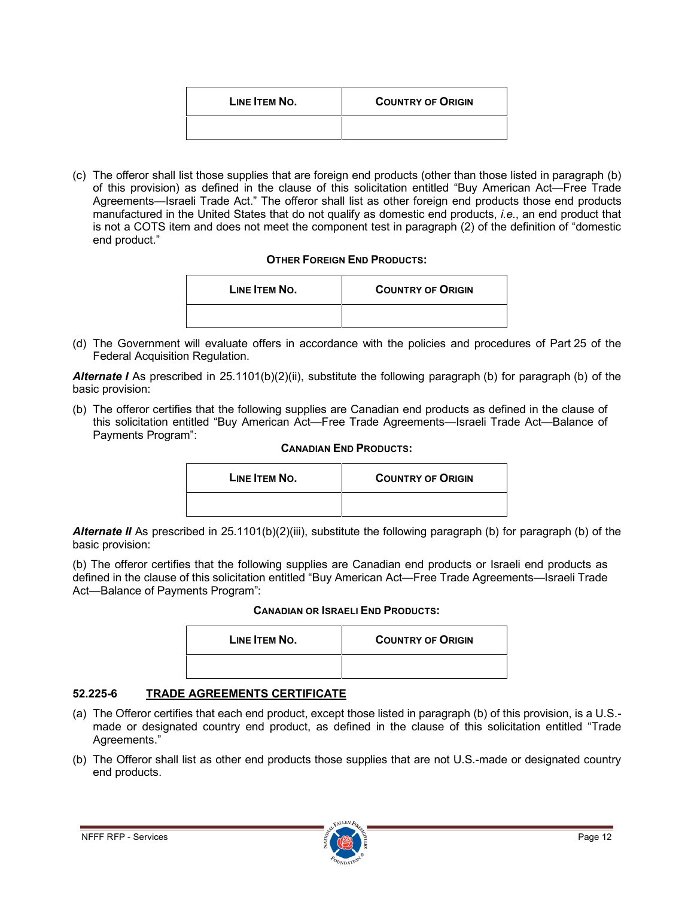| LINE ITEM NO. | COUNTRY OF ORIGIN |
| --- | --- |
| | |

(c) The offeror shall list those supplies that are foreign end products (other than those listed in paragraph (b) of this provision) as defined in the clause of this solicitation entitled "Buy American Act—Free Trade Agreements—Israeli Trade Act." The offeror shall list as other foreign end products those end products manufactured in the United States that do not qualify as domestic end products, *i.e.*, an end product that is not a COTS item and does not meet the component test in paragraph (2) of the definition of "domestic end product."

**OTHER FOREIGN END PRODUCTS:**

| LINE ITEM NO. | COUNTRY OF ORIGIN |
| --- | --- |
| | |

(d) The Government will evaluate offers in accordance with the policies and procedures of Part 25 of the Federal Acquisition Regulation.

***Alternate I*** As prescribed in 25.1101(b)(2)(ii), substitute the following paragraph (b) for paragraph (b) of the basic provision:

(b) The offeror certifies that the following supplies are Canadian end products as defined in the clause of this solicitation entitled "Buy American Act—Free Trade Agreements—Israeli Trade Act—Balance of Payments Program":

**CANADIAN END PRODUCTS:**

| LINE ITEM NO. | COUNTRY OF ORIGIN |
| --- | --- |
| | |

***Alternate II*** As prescribed in 25.1101(b)(2)(iii), substitute the following paragraph (b) for paragraph (b) of the basic provision:

(b) The offeror certifies that the following supplies are Canadian end products or Israeli end products as defined in the clause of this solicitation entitled "Buy American Act—Free Trade Agreements—Israeli Trade Act—Balance of Payments Program":

**CANADIAN OR ISRAELI END PRODUCTS:**

| LINE ITEM NO. | COUNTRY OF ORIGIN |
| --- | --- |
| | |

### 52.225-6 TRADE AGREEMENTS CERTIFICATE

(a) The Offeror certifies that each end product, except those listed in paragraph (b) of this provision, is a U.S.-made or designated country end product, as defined in the clause of this solicitation entitled "Trade Agreements."

(b) The Offeror shall list as other end products those supplies that are not U.S.-made or designated country end products.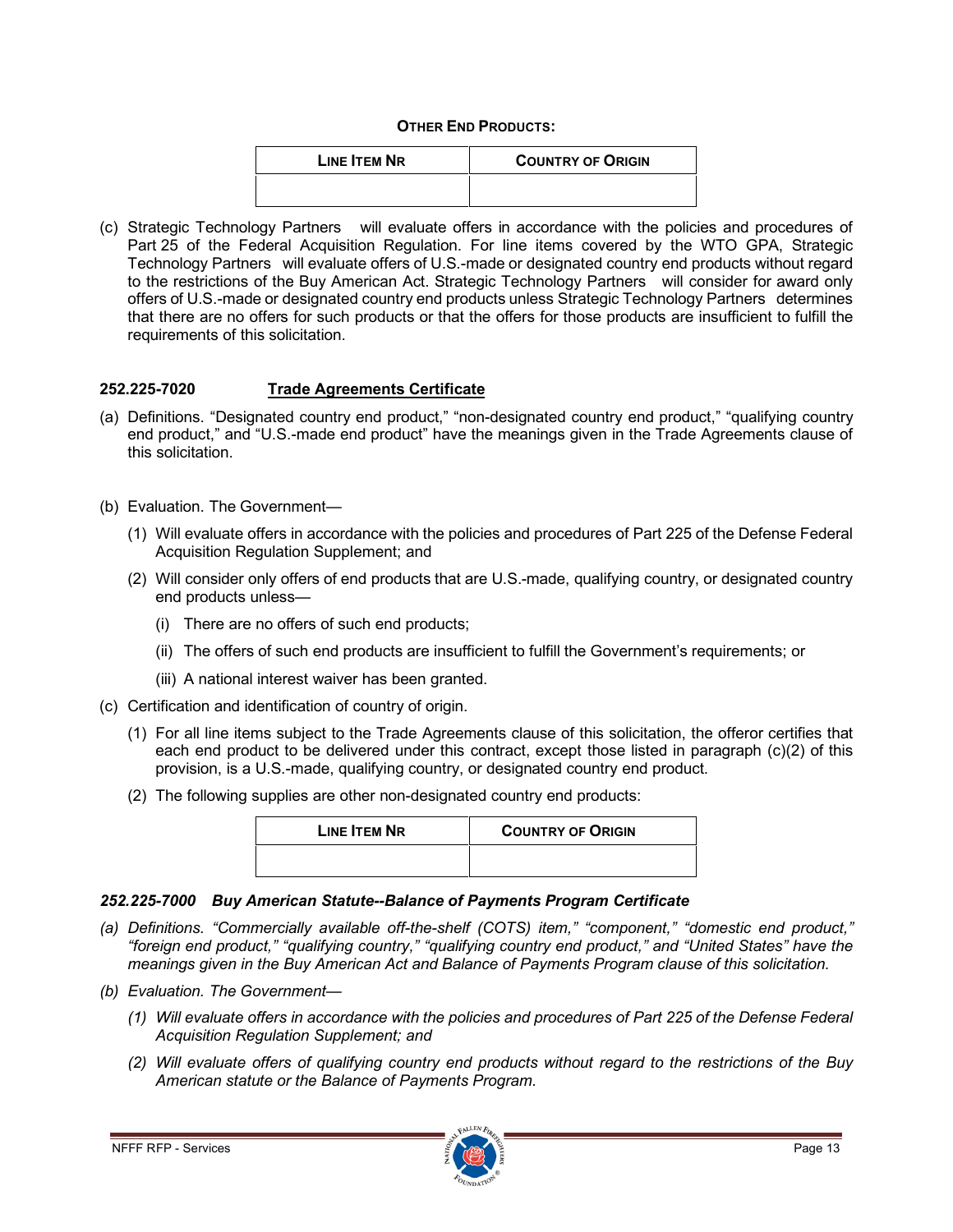**OTHER END PRODUCTS:**

| LINE ITEM NR | COUNTRY OF ORIGIN |
|---|---|
| | |

(c) Strategic Technology Partners will evaluate offers in accordance with the policies and procedures of Part 25 of the Federal Acquisition Regulation. For line items covered by the WTO GPA, Strategic Technology Partners will evaluate offers of U.S.-made or designated country end products without regard to the restrictions of the Buy American Act. Strategic Technology Partners will consider for award only offers of U.S.-made or designated country end products unless Strategic Technology Partners determines that there are no offers for such products or that the offers for those products are insufficient to fulfill the requirements of this solicitation.

**252.225-7020 <u>Trade Agreements Certificate</u>**

(a) Definitions. "Designated country end product," "non-designated country end product," "qualifying country end product," and "U.S.-made end product" have the meanings given in the Trade Agreements clause of this solicitation.

(b) Evaluation. The Government—

(1) Will evaluate offers in accordance with the policies and procedures of Part 225 of the Defense Federal Acquisition Regulation Supplement; and

(2) Will consider only offers of end products that are U.S.-made, qualifying country, or designated country end products unless—

(i) There are no offers of such end products;

(ii) The offers of such end products are insufficient to fulfill the Government's requirements; or

(iii) A national interest waiver has been granted.

(c) Certification and identification of country of origin.

(1) For all line items subject to the Trade Agreements clause of this solicitation, the offeror certifies that each end product to be delivered under this contract, except those listed in paragraph (c)(2) of this provision, is a U.S.-made, qualifying country, or designated country end product.

(2) The following supplies are other non-designated country end products:

| LINE ITEM NR | COUNTRY OF ORIGIN |
|---|---|
| | |

***252.225-7000 Buy American Statute--Balance of Payments Program Certificate***

*(a) Definitions. "Commercially available off-the-shelf (COTS) item," "component," "domestic end product," "foreign end product," "qualifying country," "qualifying country end product," and "United States" have the meanings given in the Buy American Act and Balance of Payments Program clause of this solicitation.*

*(b) Evaluation. The Government—*

*(1) Will evaluate offers in accordance with the policies and procedures of Part 225 of the Defense Federal Acquisition Regulation Supplement; and*

*(2) Will evaluate offers of qualifying country end products without regard to the restrictions of the Buy American statute or the Balance of Payments Program.*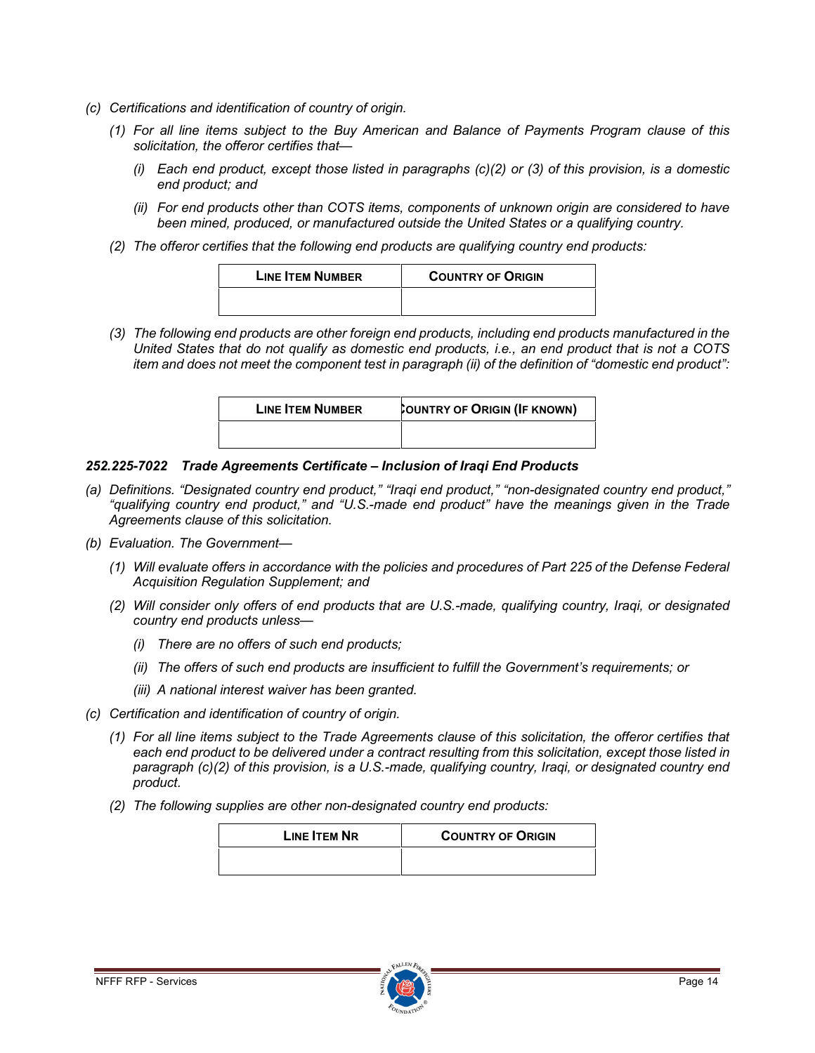*(c) Certifications and identification of country of origin.*

*(1) For all line items subject to the Buy American and Balance of Payments Program clause of this solicitation, the offeror certifies that—*

*(i) Each end product, except those listed in paragraphs (c)(2) or (3) of this provision, is a domestic end product; and*

*(ii) For end products other than COTS items, components of unknown origin are considered to have been mined, produced, or manufactured outside the United States or a qualifying country.*

*(2) The offeror certifies that the following end products are qualifying country end products:*

| LINE ITEM NUMBER | COUNTRY OF ORIGIN |
|---|---|
| | |

*(3) The following end products are other foreign end products, including end products manufactured in the United States that do not qualify as domestic end products, i.e., an end product that is not a COTS item and does not meet the component test in paragraph (ii) of the definition of "domestic end product":*

| LINE ITEM NUMBER | COUNTRY OF ORIGIN (IF KNOWN) |
|---|---|
| | |

***252.225-7022 Trade Agreements Certificate – Inclusion of Iraqi End Products***

*(a) Definitions. "Designated country end product," "Iraqi end product," "non-designated country end product," "qualifying country end product," and "U.S.-made end product" have the meanings given in the Trade Agreements clause of this solicitation.*

*(b) Evaluation. The Government—*

*(1) Will evaluate offers in accordance with the policies and procedures of Part 225 of the Defense Federal Acquisition Regulation Supplement; and*

*(2) Will consider only offers of end products that are U.S.-made, qualifying country, Iraqi, or designated country end products unless—*

*(i) There are no offers of such end products;*

*(ii) The offers of such end products are insufficient to fulfill the Government's requirements; or*

*(iii) A national interest waiver has been granted.*

*(c) Certification and identification of country of origin.*

*(1) For all line items subject to the Trade Agreements clause of this solicitation, the offeror certifies that each end product to be delivered under a contract resulting from this solicitation, except those listed in paragraph (c)(2) of this provision, is a U.S.-made, qualifying country, Iraqi, or designated country end product.*

*(2) The following supplies are other non-designated country end products:*

| LINE ITEM NR | COUNTRY OF ORIGIN |
|---|---|
| | |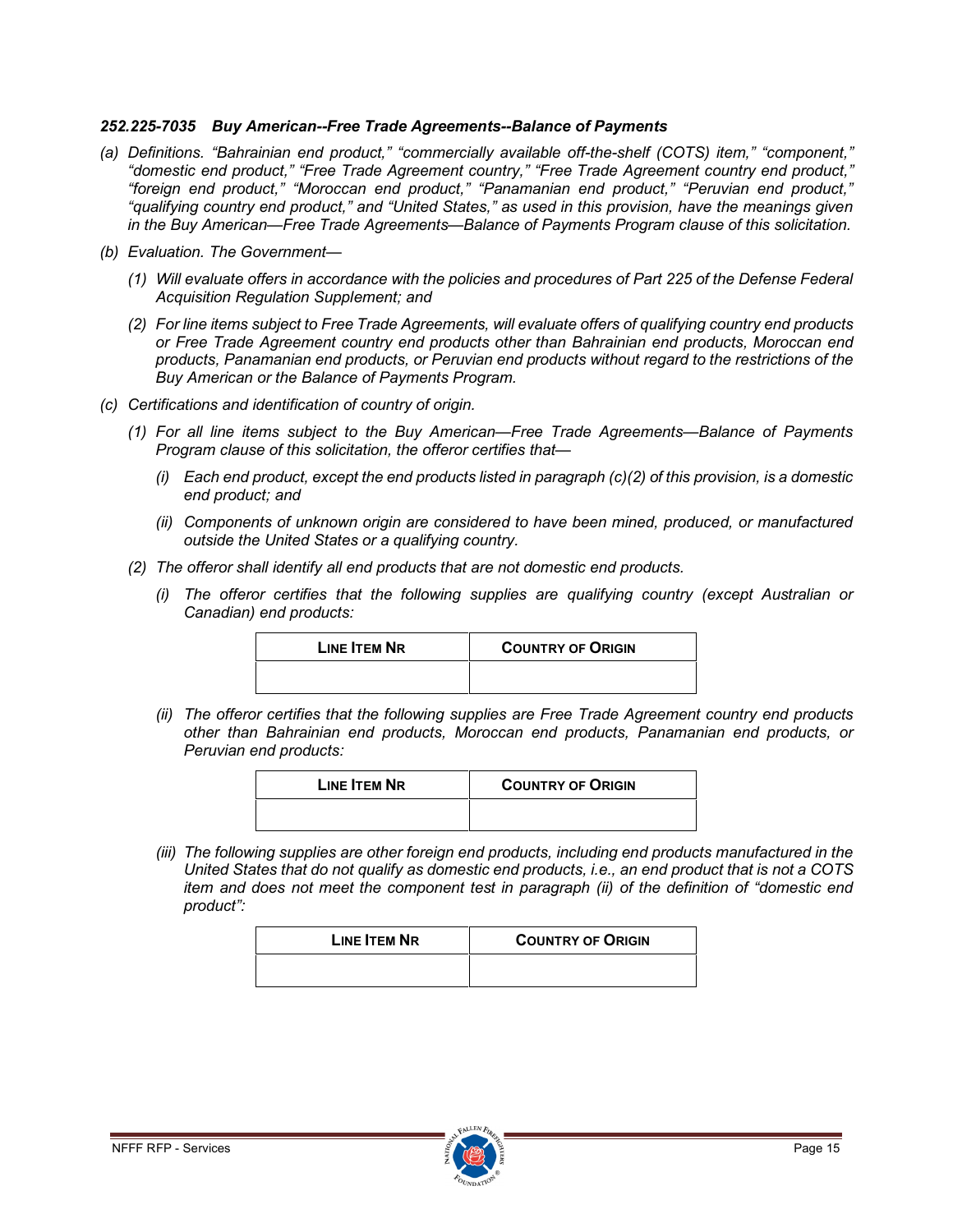### *252.225-7035 Buy American--Free Trade Agreements--Balance of Payments*

*(a) Definitions. "Bahrainian end product," "commercially available off-the-shelf (COTS) item," "component," "domestic end product," "Free Trade Agreement country," "Free Trade Agreement country end product," "foreign end product," "Moroccan end product," "Panamanian end product," "Peruvian end product," "qualifying country end product," and "United States," as used in this provision, have the meanings given in the Buy American—Free Trade Agreements—Balance of Payments Program clause of this solicitation.*

*(b) Evaluation. The Government—*

*(1) Will evaluate offers in accordance with the policies and procedures of Part 225 of the Defense Federal Acquisition Regulation Supplement; and*

*(2) For line items subject to Free Trade Agreements, will evaluate offers of qualifying country end products or Free Trade Agreement country end products other than Bahrainian end products, Moroccan end products, Panamanian end products, or Peruvian end products without regard to the restrictions of the Buy American or the Balance of Payments Program.*

*(c) Certifications and identification of country of origin.*

*(1) For all line items subject to the Buy American—Free Trade Agreements—Balance of Payments Program clause of this solicitation, the offeror certifies that—*

*(i) Each end product, except the end products listed in paragraph (c)(2) of this provision, is a domestic end product; and*

*(ii) Components of unknown origin are considered to have been mined, produced, or manufactured outside the United States or a qualifying country.*

*(2) The offeror shall identify all end products that are not domestic end products.*

*(i) The offeror certifies that the following supplies are qualifying country (except Australian or Canadian) end products:*

| LINE ITEM NR | COUNTRY OF ORIGIN |
|---|---|
| | |

*(ii) The offeror certifies that the following supplies are Free Trade Agreement country end products other than Bahrainian end products, Moroccan end products, Panamanian end products, or Peruvian end products:*

| LINE ITEM NR | COUNTRY OF ORIGIN |
|---|---|
| | |

*(iii) The following supplies are other foreign end products, including end products manufactured in the United States that do not qualify as domestic end products, i.e., an end product that is not a COTS item and does not meet the component test in paragraph (ii) of the definition of "domestic end product":*

| LINE ITEM NR | COUNTRY OF ORIGIN |
|---|---|
| | |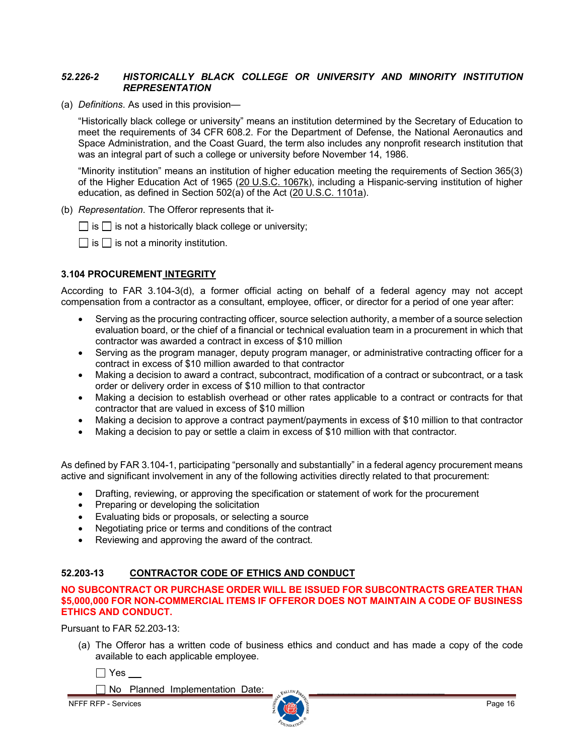### *52.226-2 HISTORICALLY BLACK COLLEGE OR UNIVERSITY AND MINORITY INSTITUTION REPRESENTATION*

(a) *Definitions*. As used in this provision—

"Historically black college or university" means an institution determined by the Secretary of Education to meet the requirements of 34 CFR 608.2. For the Department of Defense, the National Aeronautics and Space Administration, and the Coast Guard, the term also includes any nonprofit research institution that was an integral part of such a college or university before November 14, 1986.

"Minority institution" means an institution of higher education meeting the requirements of Section 365(3) of the Higher Education Act of 1965 (20 U.S.C. 1067k), including a Hispanic-serving institution of higher education, as defined in Section 502(a) of the Act (20 U.S.C. 1101a).

(b) *Representation*. The Offeror represents that it-

☐ is ☐ is not a historically black college or university;

☐ is ☐ is not a minority institution.

### 3.104 PROCUREMENT INTEGRITY

According to FAR 3.104-3(d), a former official acting on behalf of a federal agency may not accept compensation from a contractor as a consultant, employee, officer, or director for a period of one year after:

- Serving as the procuring contracting officer, source selection authority, a member of a source selection evaluation board, or the chief of a financial or technical evaluation team in a procurement in which that contractor was awarded a contract in excess of $10 million
- Serving as the program manager, deputy program manager, or administrative contracting officer for a contract in excess of $10 million awarded to that contractor
- Making a decision to award a contract, subcontract, modification of a contract or subcontract, or a task order or delivery order in excess of $10 million to that contractor
- Making a decision to establish overhead or other rates applicable to a contract or contracts for that contractor that are valued in excess of $10 million
- Making a decision to approve a contract payment/payments in excess of $10 million to that contractor
- Making a decision to pay or settle a claim in excess of $10 million with that contractor.

As defined by FAR 3.104-1, participating "personally and substantially" in a federal agency procurement means active and significant involvement in any of the following activities directly related to that procurement:

- Drafting, reviewing, or approving the specification or statement of work for the procurement
- Preparing or developing the solicitation
- Evaluating bids or proposals, or selecting a source
- Negotiating price or terms and conditions of the contract
- Reviewing and approving the award of the contract.

### 52.203-13 CONTRACTOR CODE OF ETHICS AND CONDUCT

**NO SUBCONTRACT OR PURCHASE ORDER WILL BE ISSUED FOR SUBCONTRACTS GREATER THAN $5,000,000 FOR NON-COMMERCIAL ITEMS IF OFFEROR DOES NOT MAINTAIN A CODE OF BUSINESS ETHICS AND CONDUCT.**

Pursuant to FAR 52.203-13:

(a) The Offeror has a written code of business ethics and conduct and has made a copy of the code available to each applicable employee.

☐ Yes ___

☐ No Planned Implementation Date: ______________________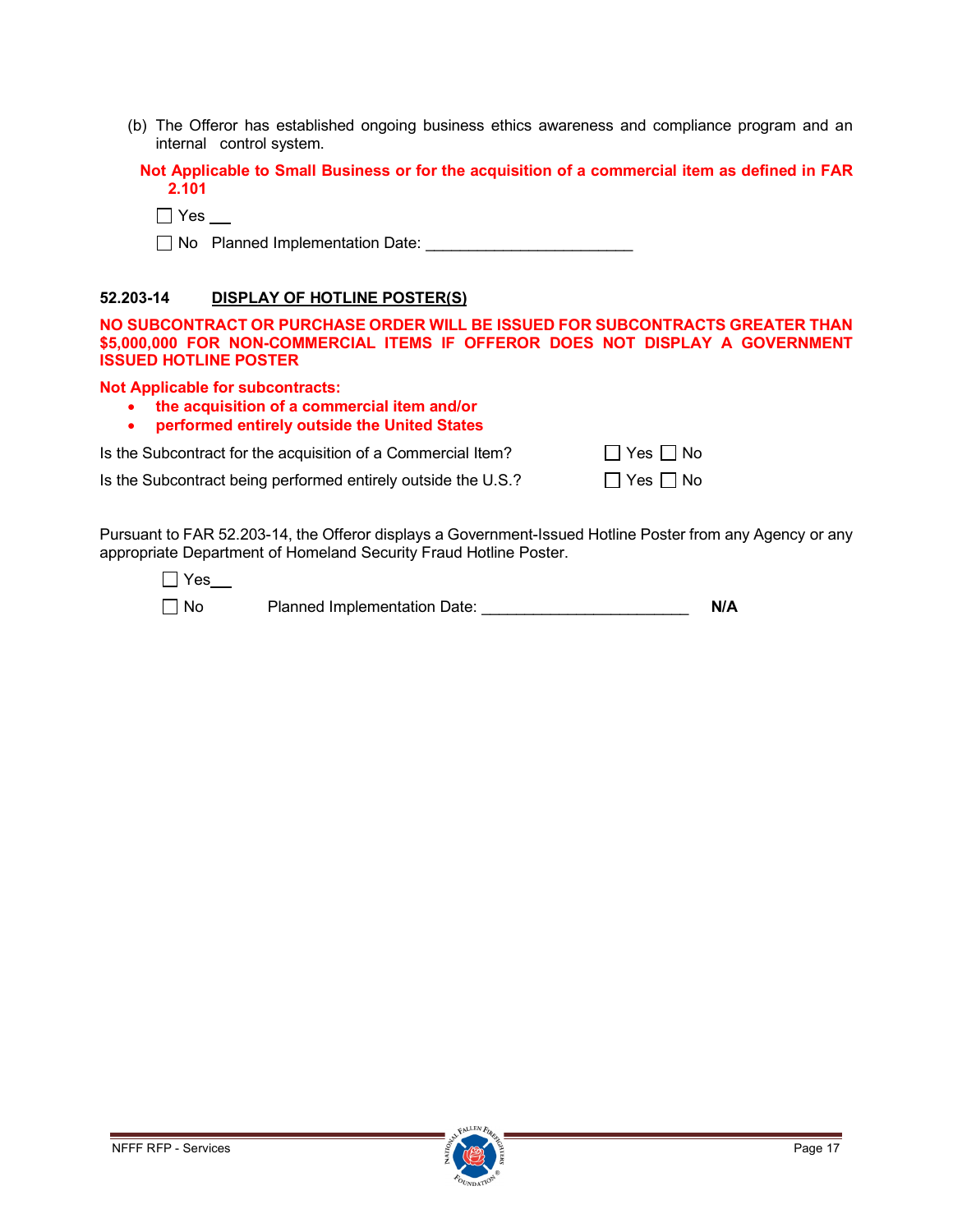(b) The Offeror has established ongoing business ethics awareness and compliance program and an internal control system.

**Not Applicable to Small Business or for the acquisition of a commercial item as defined in FAR 2.101**

☐ Yes ___

☐ No Planned Implementation Date: ________________________

### 52.203-14 DISPLAY OF HOTLINE POSTER(S)

**NO SUBCONTRACT OR PURCHASE ORDER WILL BE ISSUED FOR SUBCONTRACTS GREATER THAN $5,000,000 FOR NON-COMMERCIAL ITEMS IF OFFEROR DOES NOT DISPLAY A GOVERNMENT ISSUED HOTLINE POSTER**

**Not Applicable for subcontracts:**

- **the acquisition of a commercial item and/or**
- **performed entirely outside the United States**

Is the Subcontract for the acquisition of a Commercial Item? ☐ Yes ☐ No

Is the Subcontract being performed entirely outside the U.S.? ☐ Yes ☐ No

Pursuant to FAR 52.203-14, the Offeror displays a Government-Issued Hotline Poster from any Agency or any appropriate Department of Homeland Security Fraud Hotline Poster.

☐ Yes___

☐ No Planned Implementation Date: ________________________ **N/A**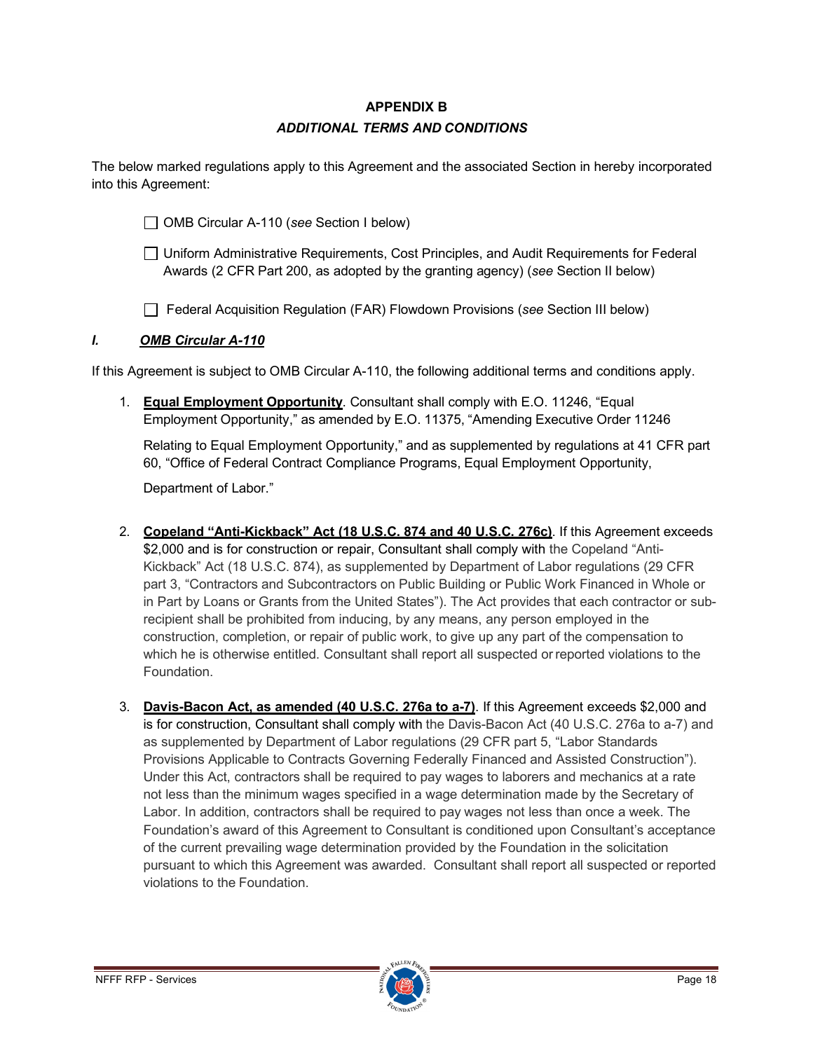# APPENDIX B

## *ADDITIONAL TERMS AND CONDITIONS*

The below marked regulations apply to this Agreement and the associated Section in hereby incorporated into this Agreement:

☐ OMB Circular A-110 (*see* Section I below)

☐ Uniform Administrative Requirements, Cost Principles, and Audit Requirements for Federal Awards (2 CFR Part 200, as adopted by the granting agency) (*see* Section II below)

☐ Federal Acquisition Regulation (FAR) Flowdown Provisions (*see* Section III below)

### *I. OMB Circular A-110*

If this Agreement is subject to OMB Circular A-110, the following additional terms and conditions apply.

1. **Equal Employment Opportunity**. Consultant shall comply with E.O. 11246, "Equal Employment Opportunity," as amended by E.O. 11375, "Amending Executive Order 11246

   Relating to Equal Employment Opportunity," and as supplemented by regulations at 41 CFR part 60, "Office of Federal Contract Compliance Programs, Equal Employment Opportunity,

   Department of Labor."

2. **Copeland "Anti-Kickback" Act (18 U.S.C. 874 and 40 U.S.C. 276c)**. If this Agreement exceeds $2,000 and is for construction or repair, Consultant shall comply with the Copeland "Anti-Kickback" Act (18 U.S.C. 874), as supplemented by Department of Labor regulations (29 CFR part 3, "Contractors and Subcontractors on Public Building or Public Work Financed in Whole or in Part by Loans or Grants from the United States"). The Act provides that each contractor or sub-recipient shall be prohibited from inducing, by any means, any person employed in the construction, completion, or repair of public work, to give up any part of the compensation to which he is otherwise entitled. Consultant shall report all suspected or reported violations to the Foundation.

3. **Davis-Bacon Act, as amended (40 U.S.C. 276a to a-7)**. If this Agreement exceeds $2,000 and is for construction, Consultant shall comply with the Davis-Bacon Act (40 U.S.C. 276a to a-7) and as supplemented by Department of Labor regulations (29 CFR part 5, "Labor Standards Provisions Applicable to Contracts Governing Federally Financed and Assisted Construction"). Under this Act, contractors shall be required to pay wages to laborers and mechanics at a rate not less than the minimum wages specified in a wage determination made by the Secretary of Labor. In addition, contractors shall be required to pay wages not less than once a week. The Foundation's award of this Agreement to Consultant is conditioned upon Consultant's acceptance of the current prevailing wage determination provided by the Foundation in the solicitation pursuant to which this Agreement was awarded. Consultant shall report all suspected or reported violations to the Foundation.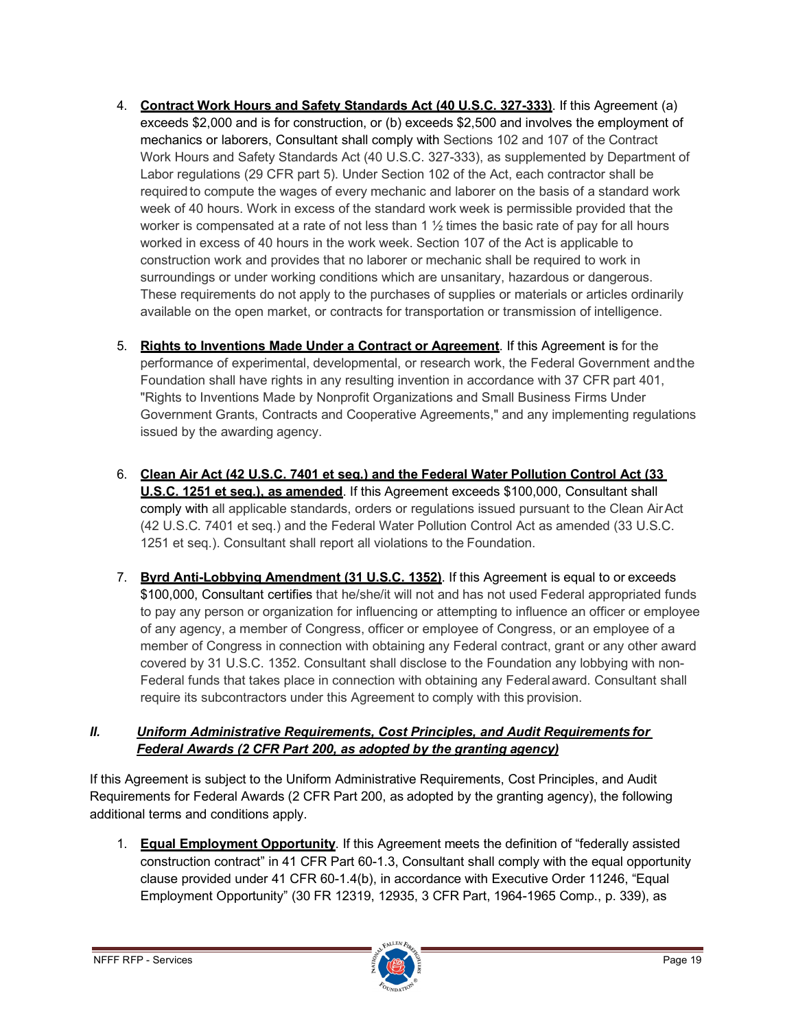4. **Contract Work Hours and Safety Standards Act (40 U.S.C. 327-333)**. If this Agreement (a) exceeds $2,000 and is for construction, or (b) exceeds $2,500 and involves the employment of mechanics or laborers, Consultant shall comply with Sections 102 and 107 of the Contract Work Hours and Safety Standards Act (40 U.S.C. 327-333), as supplemented by Department of Labor regulations (29 CFR part 5). Under Section 102 of the Act, each contractor shall be required to compute the wages of every mechanic and laborer on the basis of a standard work week of 40 hours. Work in excess of the standard work week is permissible provided that the worker is compensated at a rate of not less than 1 ½ times the basic rate of pay for all hours worked in excess of 40 hours in the work week. Section 107 of the Act is applicable to construction work and provides that no laborer or mechanic shall be required to work in surroundings or under working conditions which are unsanitary, hazardous or dangerous. These requirements do not apply to the purchases of supplies or materials or articles ordinarily available on the open market, or contracts for transportation or transmission of intelligence.

5. **Rights to Inventions Made Under a Contract or Agreement**. If this Agreement is for the performance of experimental, developmental, or research work, the Federal Government and the Foundation shall have rights in any resulting invention in accordance with 37 CFR part 401, "Rights to Inventions Made by Nonprofit Organizations and Small Business Firms Under Government Grants, Contracts and Cooperative Agreements," and any implementing regulations issued by the awarding agency.

6. **Clean Air Act (42 U.S.C. 7401 et seq.) and the Federal Water Pollution Control Act (33 U.S.C. 1251 et seq.), as amended**. If this Agreement exceeds $100,000, Consultant shall comply with all applicable standards, orders or regulations issued pursuant to the Clean Air Act (42 U.S.C. 7401 et seq.) and the Federal Water Pollution Control Act as amended (33 U.S.C. 1251 et seq.). Consultant shall report all violations to the Foundation.

7. **Byrd Anti-Lobbying Amendment (31 U.S.C. 1352)**. If this Agreement is equal to or exceeds $100,000, Consultant certifies that he/she/it will not and has not used Federal appropriated funds to pay any person or organization for influencing or attempting to influence an officer or employee of any agency, a member of Congress, officer or employee of Congress, or an employee of a member of Congress in connection with obtaining any Federal contract, grant or any other award covered by 31 U.S.C. 1352. Consultant shall disclose to the Foundation any lobbying with non-Federal funds that takes place in connection with obtaining any Federal award. Consultant shall require its subcontractors under this Agreement to comply with this provision.

## *II. Uniform Administrative Requirements, Cost Principles, and Audit Requirements for Federal Awards (2 CFR Part 200, as adopted by the granting agency)*

If this Agreement is subject to the Uniform Administrative Requirements, Cost Principles, and Audit Requirements for Federal Awards (2 CFR Part 200, as adopted by the granting agency), the following additional terms and conditions apply.

1. **Equal Employment Opportunity**. If this Agreement meets the definition of "federally assisted construction contract" in 41 CFR Part 60-1.3, Consultant shall comply with the equal opportunity clause provided under 41 CFR 60-1.4(b), in accordance with Executive Order 11246, "Equal Employment Opportunity" (30 FR 12319, 12935, 3 CFR Part, 1964-1965 Comp., p. 339), as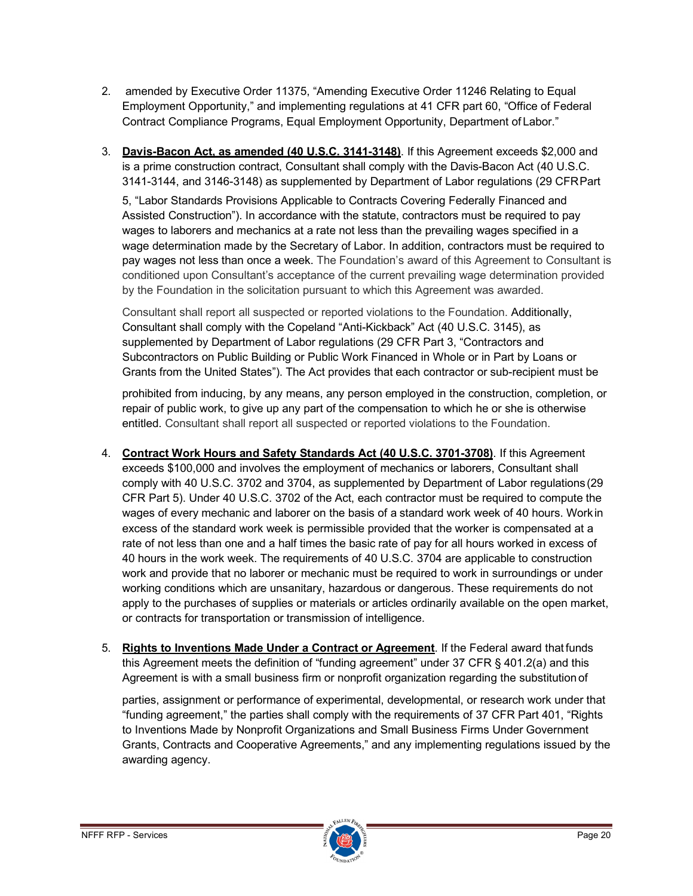2. amended by Executive Order 11375, "Amending Executive Order 11246 Relating to Equal Employment Opportunity," and implementing regulations at 41 CFR part 60, "Office of Federal Contract Compliance Programs, Equal Employment Opportunity, Department of Labor."

3. **Davis-Bacon Act, as amended (40 U.S.C. 3141-3148)**. If this Agreement exceeds $2,000 and is a prime construction contract, Consultant shall comply with the Davis-Bacon Act (40 U.S.C. 3141-3144, and 3146-3148) as supplemented by Department of Labor regulations (29 CFR Part 5, "Labor Standards Provisions Applicable to Contracts Covering Federally Financed and Assisted Construction"). In accordance with the statute, contractors must be required to pay wages to laborers and mechanics at a rate not less than the prevailing wages specified in a wage determination made by the Secretary of Labor. In addition, contractors must be required to pay wages not less than once a week. The Foundation's award of this Agreement to Consultant is conditioned upon Consultant's acceptance of the current prevailing wage determination provided by the Foundation in the solicitation pursuant to which this Agreement was awarded.

   Consultant shall report all suspected or reported violations to the Foundation. Additionally, Consultant shall comply with the Copeland "Anti-Kickback" Act (40 U.S.C. 3145), as supplemented by Department of Labor regulations (29 CFR Part 3, "Contractors and Subcontractors on Public Building or Public Work Financed in Whole or in Part by Loans or Grants from the United States"). The Act provides that each contractor or sub-recipient must be prohibited from inducing, by any means, any person employed in the construction, completion, or repair of public work, to give up any part of the compensation to which he or she is otherwise entitled. Consultant shall report all suspected or reported violations to the Foundation.

4. **Contract Work Hours and Safety Standards Act (40 U.S.C. 3701-3708)**. If this Agreement exceeds $100,000 and involves the employment of mechanics or laborers, Consultant shall comply with 40 U.S.C. 3702 and 3704, as supplemented by Department of Labor regulations (29 CFR Part 5). Under 40 U.S.C. 3702 of the Act, each contractor must be required to compute the wages of every mechanic and laborer on the basis of a standard work week of 40 hours. Work in excess of the standard work week is permissible provided that the worker is compensated at a rate of not less than one and a half times the basic rate of pay for all hours worked in excess of 40 hours in the work week. The requirements of 40 U.S.C. 3704 are applicable to construction work and provide that no laborer or mechanic must be required to work in surroundings or under working conditions which are unsanitary, hazardous or dangerous. These requirements do not apply to the purchases of supplies or materials or articles ordinarily available on the open market, or contracts for transportation or transmission of intelligence.

5. **Rights to Inventions Made Under a Contract or Agreement**. If the Federal award that funds this Agreement meets the definition of "funding agreement" under 37 CFR § 401.2(a) and this Agreement is with a small business firm or nonprofit organization regarding the substitution of parties, assignment or performance of experimental, developmental, or research work under that "funding agreement," the parties shall comply with the requirements of 37 CFR Part 401, "Rights to Inventions Made by Nonprofit Organizations and Small Business Firms Under Government Grants, Contracts and Cooperative Agreements," and any implementing regulations issued by the awarding agency.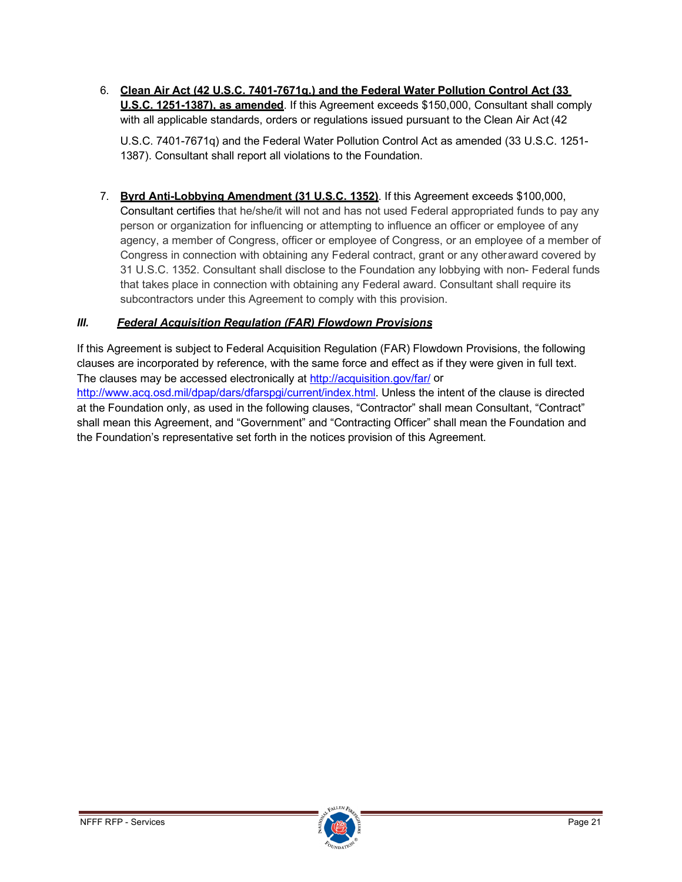6. **Clean Air Act (42 U.S.C. 7401-7671q.) and the Federal Water Pollution Control Act (33 U.S.C. 1251-1387), as amended**. If this Agreement exceeds $150,000, Consultant shall comply with all applicable standards, orders or regulations issued pursuant to the Clean Air Act (42 U.S.C. 7401-7671q) and the Federal Water Pollution Control Act as amended (33 U.S.C. 1251-1387). Consultant shall report all violations to the Foundation.

7. **Byrd Anti-Lobbying Amendment (31 U.S.C. 1352)**. If this Agreement exceeds $100,000, Consultant certifies that he/she/it will not and has not used Federal appropriated funds to pay any person or organization for influencing or attempting to influence an officer or employee of any agency, a member of Congress, officer or employee of Congress, or an employee of a member of Congress in connection with obtaining any Federal contract, grant or any other award covered by 31 U.S.C. 1352. Consultant shall disclose to the Foundation any lobbying with non- Federal funds that takes place in connection with obtaining any Federal award. Consultant shall require its subcontractors under this Agreement to comply with this provision.

## ***III. Federal Acquisition Regulation (FAR) Flowdown Provisions***

If this Agreement is subject to Federal Acquisition Regulation (FAR) Flowdown Provisions, the following clauses are incorporated by reference, with the same force and effect as if they were given in full text. The clauses may be accessed electronically at http://acquisition.gov/far/ or http://www.acq.osd.mil/dpap/dars/dfarspgi/current/index.html. Unless the intent of the clause is directed at the Foundation only, as used in the following clauses, "Contractor" shall mean Consultant, "Contract" shall mean this Agreement, and "Government" and "Contracting Officer" shall mean the Foundation and the Foundation's representative set forth in the notices provision of this Agreement.